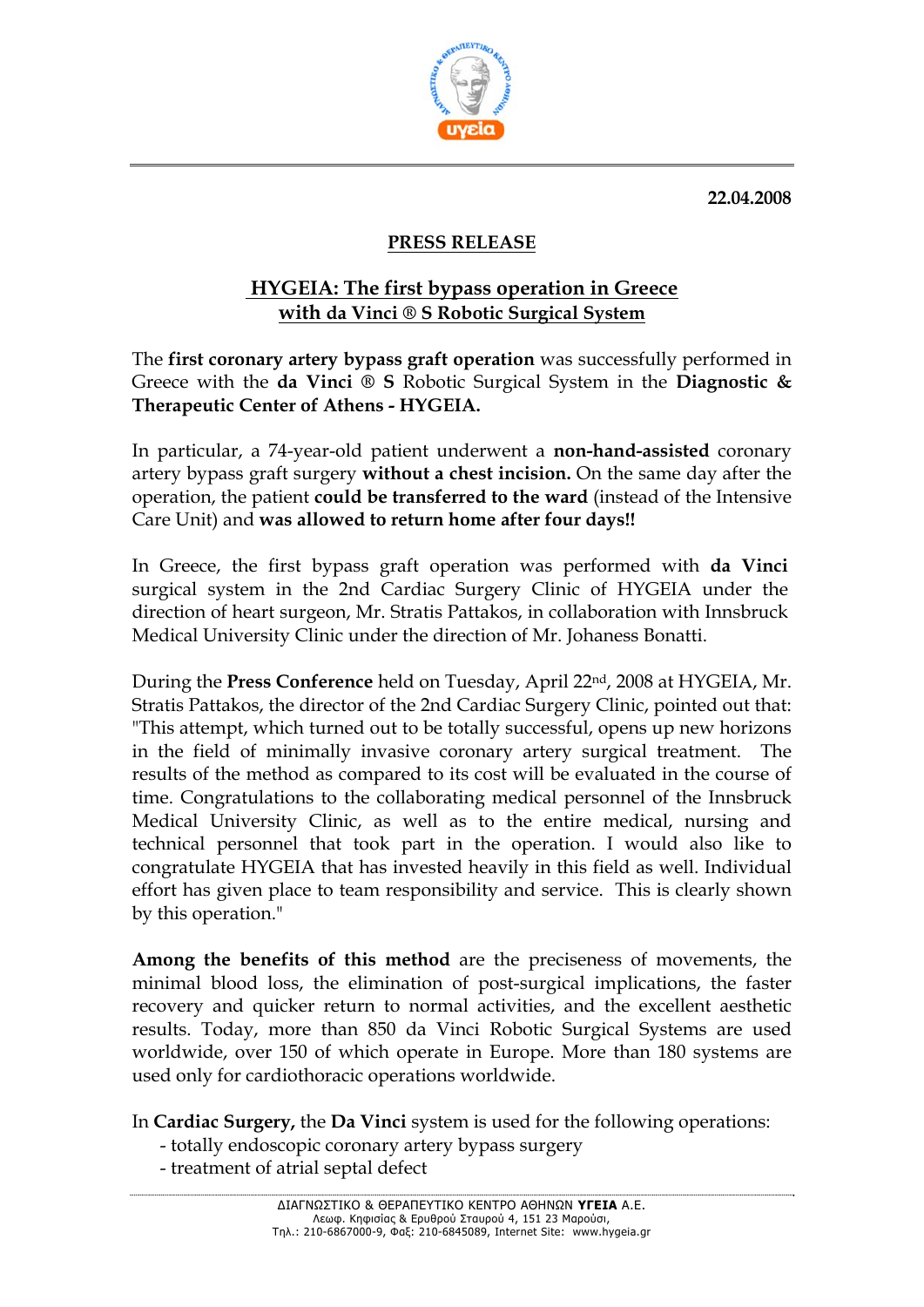22.04.2008

**PRESS RELEASE**

## HYGEIA: The first bypass operation in Greece with da Vinci ® S Robotic Surgical System

The **first coronary artery bypass graft operation** was successfully performed in Greece with the **da Vinci ® S** Robotic Surgical System in the **Diagnostic & Therapeutic Center of Athens - HYGEIA.**

In particular, a 74-year-old patient underwent a **non-hand-assisted** coronary artery bypass graft surgery **without a chest incision.** On the same day after the operation, the patient **could be transferred to the ward** (instead of the Intensive Care Unit) and **was allowed to return home after four days!!**

In Greece, the first bypass graft operation was performed with **da Vinci** surgical system in the 2nd Cardiac Surgery Clinic of HYGEIA under the direction of heart surgeon, Mr. Stratis Pattakos, in collaboration with Innsbruck Medical University Clinic under the direction of Mr. Johaness Bonatti.

During the **Press Conference** held on Tuesday, April 22nd, 2008 at HYGEIA, Mr. Stratis Pattakos, the director of the 2nd Cardiac Surgery Clinic, pointed out that: "This attempt, which turned out to be totally successful, opens up new horizons in the field of minimally invasive coronary artery surgical treatment. The results of the method as compared to its cost will be evaluated in the course of time. Congratulations to the collaborating medical personnel of the Innsbruck Medical University Clinic, as well as to the entire medical, nursing and technical personnel that took part in the operation. I would also like to congratulate HYGEIA that has invested heavily in this field as well. Individual effort has given place to team responsibility and service. This is clearly shown by this operation."

**Among the benefits of this method** are the preciseness of movements, the minimal blood loss, the elimination of post-surgical implications, the faster recovery and quicker return to normal activities, and the excellent aesthetic results. Today, more than 850 da Vinci Robotic Surgical Systems are used worldwide, over 150 of which operate in Europe. More than 180 systems are used only for cardiothoracic operations worldwide.

In **Cardiac Surgery,** the **Da Vinci** system is used for the following operations:

- totally endoscopic coronary artery bypass surgery
- treatment of atrial septal defect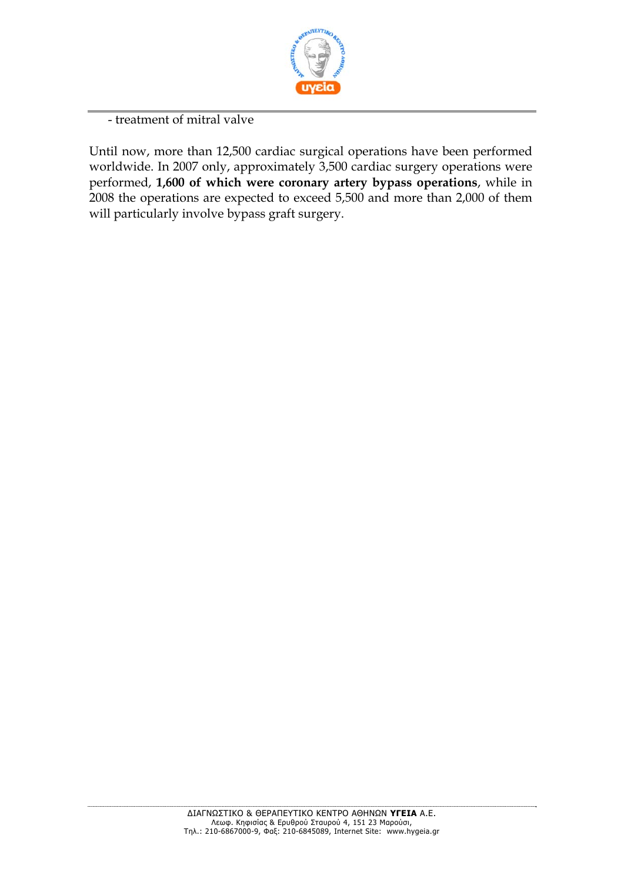- treatment of mitral valve

Until now, more than 12,500 cardiac surgical operations have been performed worldwide. In 2007 only, approximately 3,500 cardiac surgery operations were performed, **1,600 of which were coronary artery bypass operations**, while in 2008 the operations are expected to exceed 5,500 and more than 2,000 of them will particularly involve bypass graft surgery.